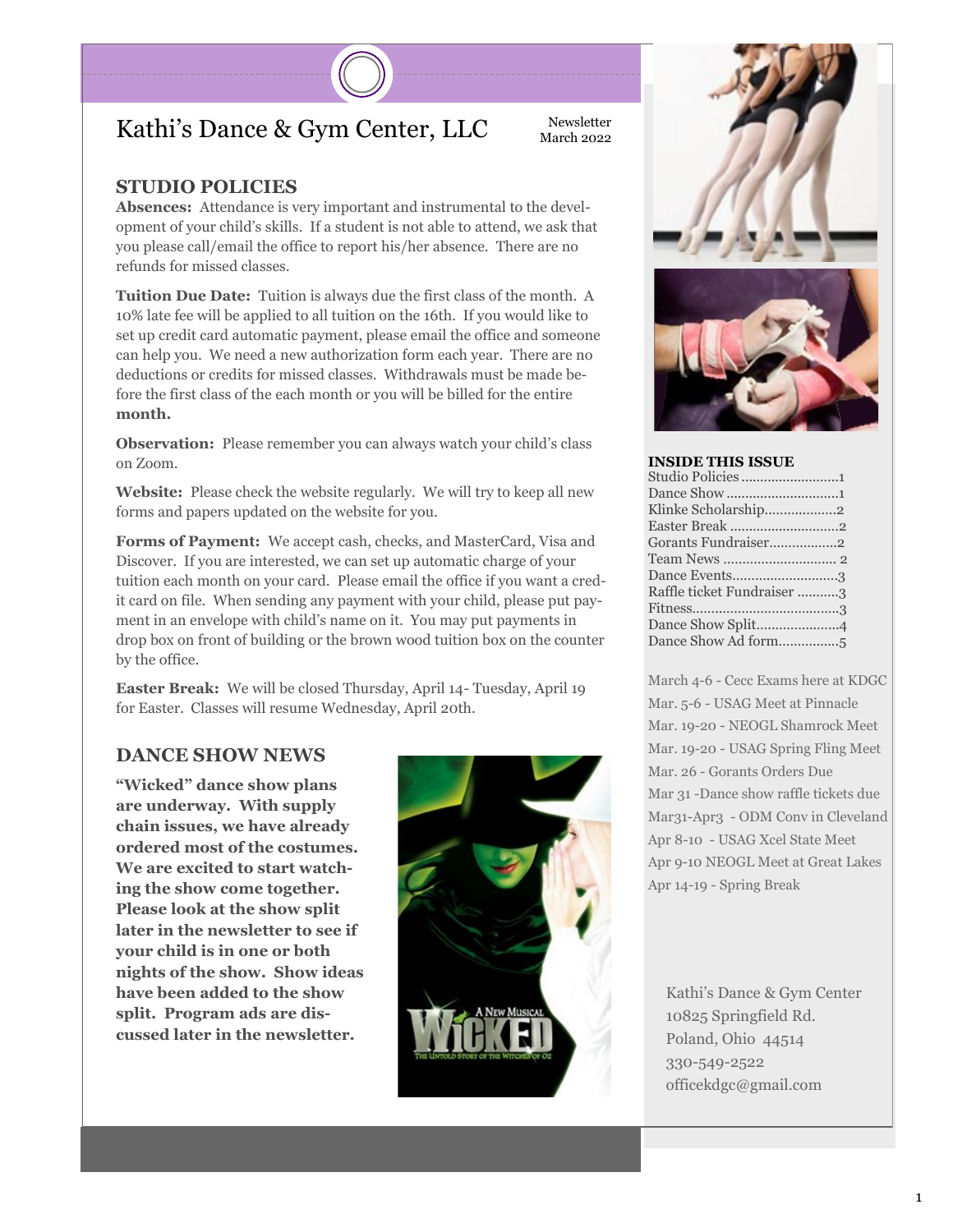# Kathi's Dance & Gym Center, LLC

Newsletter
March 2022

## STUDIO POLICIES

**Absences:** Attendance is very important and instrumental to the development of your child's skills. If a student is not able to attend, we ask that you please call/email the office to report his/her absence. There are no refunds for missed classes.

**Tuition Due Date:** Tuition is always due the first class of the month. A 10% late fee will be applied to all tuition on the 16th. If you would like to set up credit card automatic payment, please email the office and someone can help you. We need a new authorization form each year. There are no deductions or credits for missed classes. Withdrawals must be made before the first class of the each month or you will be billed for the entire **month.**

**Observation:** Please remember you can always watch your child's class on Zoom.

**Website:** Please check the website regularly. We will try to keep all new forms and papers updated on the website for you.

**Forms of Payment:** We accept cash, checks, and MasterCard, Visa and Discover. If you are interested, we can set up automatic charge of your tuition each month on your card. Please email the office if you want a credit card on file. When sending any payment with your child, please put payment in an envelope with child's name on it. You may put payments in drop box on front of building or the brown wood tuition box on the counter by the office.

**Easter Break:** We will be closed Thursday, April 14- Tuesday, April 19 for Easter. Classes will resume Wednesday, April 20th.

## DANCE SHOW NEWS

**"Wicked" dance show plans are underway. With supply chain issues, we have already ordered most of the costumes. We are excited to start watching the show come together. Please look at the show split later in the newsletter to see if your child is in one or both nights of the show. Show ideas have been added to the show split. Program ads are discussed later in the newsletter.**

### INSIDE THIS ISSUE

- Studio Policies ..........................1
- Dance Show .............................1
- Klinke Scholarship...................2
- Easter Break .............................2
- Gorants Fundraiser..................2
- Team News .............................. 2
- Dance Events............................3
- Raffle ticket Fundraiser ...........3
- Fitness.......................................3
- Dance Show Split......................4
- Dance Show Ad form................5

March 4-6 - Cecc Exams here at KDGC
Mar. 5-6 - USAG Meet at Pinnacle
Mar. 19-20 - NEOGL Shamrock Meet
Mar. 19-20 - USAG Spring Fling Meet
Mar. 26 - Gorants Orders Due
Mar 31 -Dance show raffle tickets due
Mar31-Apr3 - ODM Conv in Cleveland
Apr 8-10 - USAG Xcel State Meet
Apr 9-10 NEOGL Meet at Great Lakes
Apr 14-19 - Spring Break

Kathi's Dance & Gym Center
10825 Springfield Rd.
Poland, Ohio 44514
330-549-2522
officekdgc@gmail.com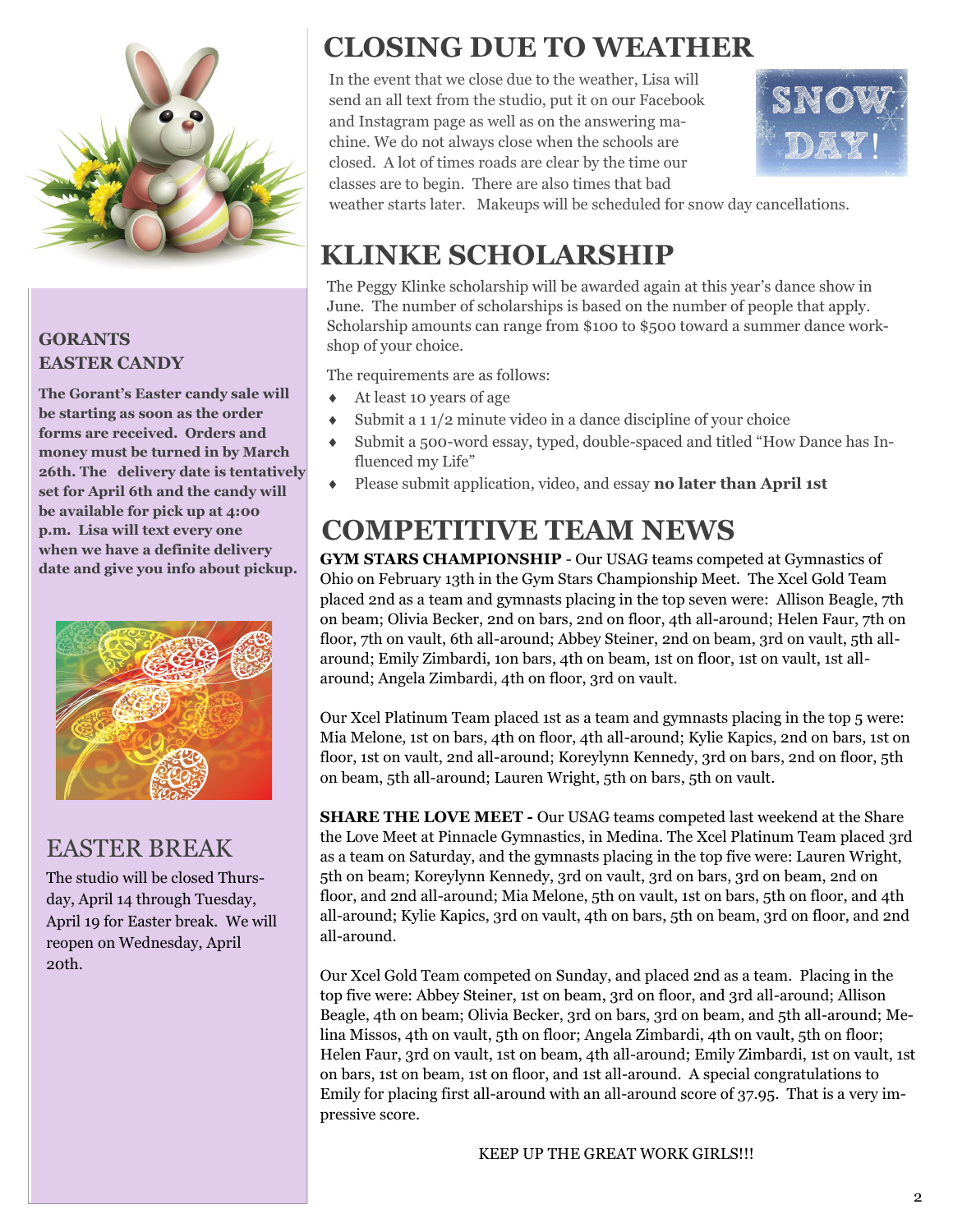## GORANTS EASTER CANDY

**The Gorant's Easter candy sale will be starting as soon as the order forms are received. Orders and money must be turned in by March 26th. The delivery date is tentatively set for April 6th and the candy will be available for pick up at 4:00 p.m. Lisa will text every one when we have a definite delivery date and give you info about pickup.**

## EASTER BREAK

The studio will be closed Thursday, April 14 through Tuesday, April 19 for Easter break. We will reopen on Wednesday, April 20th.

# CLOSING DUE TO WEATHER

In the event that we close due to the weather, Lisa will send an all text from the studio, put it on our Facebook and Instagram page as well as on the answering machine. We do not always close when the schools are closed. A lot of times roads are clear by the time our classes are to begin. There are also times that bad weather starts later. Makeups will be scheduled for snow day cancellations.

# KLINKE SCHOLARSHIP

The Peggy Klinke scholarship will be awarded again at this year's dance show in June. The number of scholarships is based on the number of people that apply. Scholarship amounts can range from $100 to $500 toward a summer dance workshop of your choice.

The requirements are as follows:

- At least 10 years of age
- Submit a 1 1/2 minute video in a dance discipline of your choice
- Submit a 500-word essay, typed, double-spaced and titled "How Dance has Influenced my Life"
- Please submit application, video, and essay **no later than April 1st**

# COMPETITIVE TEAM NEWS

**GYM STARS CHAMPIONSHIP** - Our USAG teams competed at Gymnastics of Ohio on February 13th in the Gym Stars Championship Meet. The Xcel Gold Team placed 2nd as a team and gymnasts placing in the top seven were: Allison Beagle, 7th on beam; Olivia Becker, 2nd on bars, 2nd on floor, 4th all-around; Helen Faur, 7th on floor, 7th on vault, 6th all-around; Abbey Steiner, 2nd on beam, 3rd on vault, 5th all-around; Emily Zimbardi, 1on bars, 4th on beam, 1st on floor, 1st on vault, 1st all-around; Angela Zimbardi, 4th on floor, 3rd on vault.

Our Xcel Platinum Team placed 1st as a team and gymnasts placing in the top 5 were: Mia Melone, 1st on bars, 4th on floor, 4th all-around; Kylie Kapics, 2nd on bars, 1st on floor, 1st on vault, 2nd all-around; Koreylynn Kennedy, 3rd on bars, 2nd on floor, 5th on beam, 5th all-around; Lauren Wright, 5th on bars, 5th on vault.

**SHARE THE LOVE MEET -** Our USAG teams competed last weekend at the Share the Love Meet at Pinnacle Gymnastics, in Medina. The Xcel Platinum Team placed 3rd as a team on Saturday, and the gymnasts placing in the top five were: Lauren Wright, 5th on beam; Koreylynn Kennedy, 3rd on vault, 3rd on bars, 3rd on beam, 2nd on floor, and 2nd all-around; Mia Melone, 5th on vault, 1st on bars, 5th on floor, and 4th all-around; Kylie Kapics, 3rd on vault, 4th on bars, 5th on beam, 3rd on floor, and 2nd all-around.

Our Xcel Gold Team competed on Sunday, and placed 2nd as a team. Placing in the top five were: Abbey Steiner, 1st on beam, 3rd on floor, and 3rd all-around; Allison Beagle, 4th on beam; Olivia Becker, 3rd on bars, 3rd on beam, and 5th all-around; Melina Missos, 4th on vault, 5th on floor; Angela Zimbardi, 4th on vault, 5th on floor; Helen Faur, 3rd on vault, 1st on beam, 4th all-around; Emily Zimbardi, 1st on vault, 1st on bars, 1st on beam, 1st on floor, and 1st all-around. A special congratulations to Emily for placing first all-around with an all-around score of 37.95. That is a very impressive score.

KEEP UP THE GREAT WORK GIRLS!!!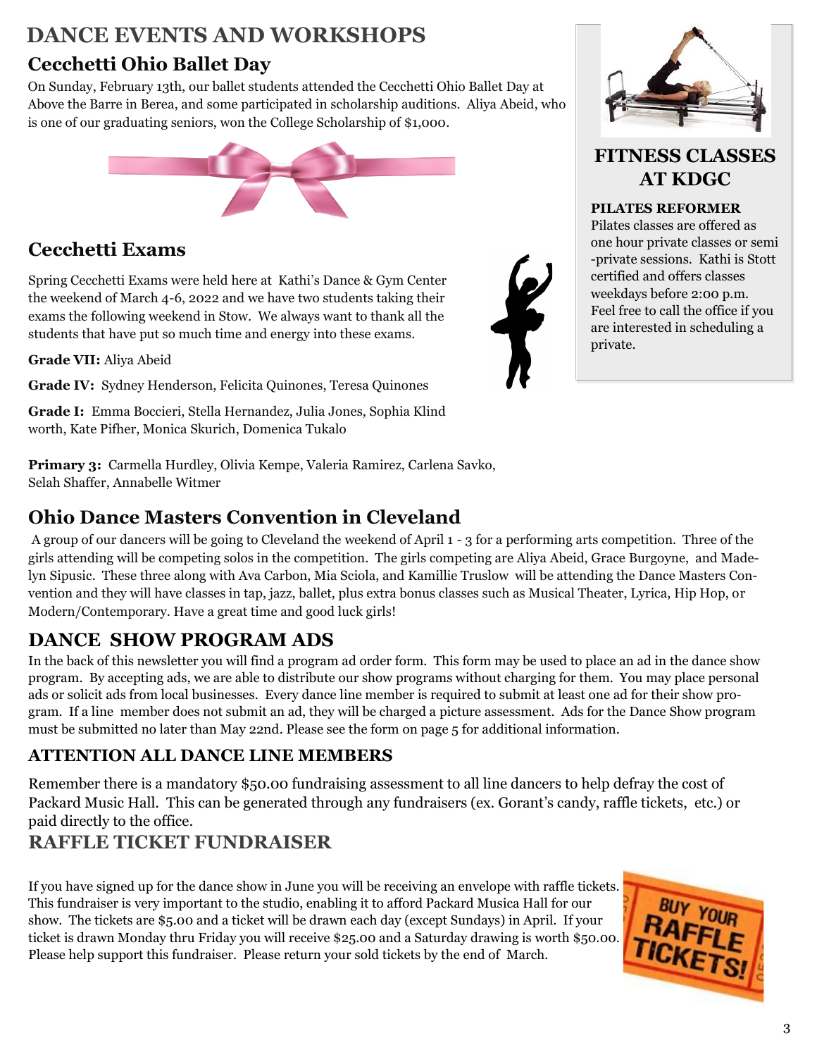# DANCE EVENTS AND WORKSHOPS

## Cecchetti Ohio Ballet Day

On Sunday, February 13th, our ballet students attended the Cecchetti Ohio Ballet Day at Above the Barre in Berea, and some participated in scholarship auditions. Aliya Abeid, who is one of our graduating seniors, won the College Scholarship of $1,000.

## Cecchetti Exams

Spring Cecchetti Exams were held here at Kathi's Dance & Gym Center the weekend of March 4-6, 2022 and we have two students taking their exams the following weekend in Stow. We always want to thank all the students that have put so much time and energy into these exams.

**Grade VII:** Aliya Abeid

**Grade IV:** Sydney Henderson, Felicita Quinones, Teresa Quinones

**Grade I:** Emma Boccieri, Stella Hernandez, Julia Jones, Sophia Klindworth, Kate Pifher, Monica Skurich, Domenica Tukalo

**Primary 3:** Carmella Hurdley, Olivia Kempe, Valeria Ramirez, Carlena Savko, Selah Shaffer, Annabelle Witmer

## FITNESS CLASSES AT KDGC

**PILATES REFORMER**

Pilates classes are offered as one hour private classes or semi-private sessions. Kathi is Stott certified and offers classes weekdays before 2:00 p.m. Feel free to call the office if you are interested in scheduling a private.

## Ohio Dance Masters Convention in Cleveland

A group of our dancers will be going to Cleveland the weekend of April 1 - 3 for a performing arts competition. Three of the girls attending will be competing solos in the competition. The girls competing are Aliya Abeid, Grace Burgoyne, and Madelyn Sipusic. These three along with Ava Carbon, Mia Sciola, and Kamillie Truslow will be attending the Dance Masters Convention and they will have classes in tap, jazz, ballet, plus extra bonus classes such as Musical Theater, Lyrica, Hip Hop, or Modern/Contemporary. Have a great time and good luck girls!

## DANCE SHOW PROGRAM ADS

In the back of this newsletter you will find a program ad order form. This form may be used to place an ad in the dance show program. By accepting ads, we are able to distribute our show programs without charging for them. You may place personal ads or solicit ads from local businesses. Every dance line member is required to submit at least one ad for their show program. If a line member does not submit an ad, they will be charged a picture assessment. Ads for the Dance Show program must be submitted no later than May 22nd. Please see the form on page 5 for additional information.

### ATTENTION ALL DANCE LINE MEMBERS

Remember there is a mandatory $50.00 fundraising assessment to all line dancers to help defray the cost of Packard Music Hall. This can be generated through any fundraisers (ex. Gorant's candy, raffle tickets, etc.) or paid directly to the office.

## RAFFLE TICKET FUNDRAISER

If you have signed up for the dance show in June you will be receiving an envelope with raffle tickets. This fundraiser is very important to the studio, enabling it to afford Packard Musica Hall for our show. The tickets are $5.00 and a ticket will be drawn each day (except Sundays) in April. If your ticket is drawn Monday thru Friday you will receive $25.00 and a Saturday drawing is worth $50.00. Please help support this fundraiser. Please return your sold tickets by the end of March.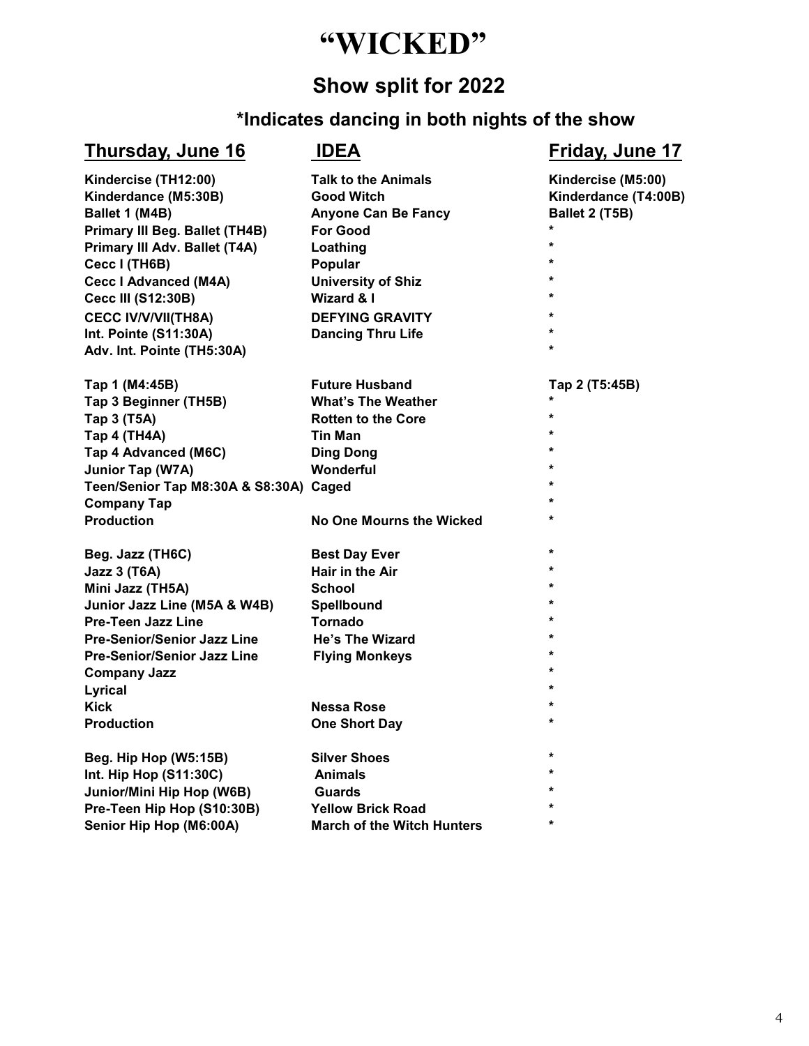# "WICKED"

## Show split for 2022

### *Indicates dancing in both nights of the show

| Thursday, June 16 | IDEA | Friday, June 17 |
|---|---|---|
| Kindercise (TH12:00) | Talk to the Animals | Kindercise (M5:00) |
| Kinderdance (M5:30B) | Good Witch | Kinderdance (T4:00B) |
| Ballet 1 (M4B) | Anyone Can Be Fancy | Ballet 2 (T5B) |
| Primary III Beg. Ballet (TH4B) | For Good | * |
| Primary III Adv. Ballet (T4A) | Loathing | * |
| Cecc I (TH6B) | Popular | * |
| Cecc I Advanced (M4A) | University of Shiz | * |
| Cecc III (S12:30B) | Wizard & I | * |
| CECC IV/V/VII(TH8A) | DEFYING GRAVITY | * |
| Int. Pointe (S11:30A) | Dancing Thru Life | * |
| Adv. Int. Pointe (TH5:30A) | | * |
| | | |
| Tap 1 (M4:45B) | Future Husband | Tap 2 (T5:45B) |
| Tap 3 Beginner (TH5B) | What's The Weather | * |
| Tap 3 (T5A) | Rotten to the Core | * |
| Tap 4 (TH4A) | Tin Man | * |
| Tap 4 Advanced (M6C) | Ding Dong | * |
| Junior Tap (W7A) | Wonderful | * |
| Teen/Senior Tap M8:30A & S8:30A) | Caged | * |
| Company Tap | | * |
| Production | No One Mourns the Wicked | * |
| | | |
| Beg. Jazz (TH6C) | Best Day Ever | * |
| Jazz 3 (T6A) | Hair in the Air | * |
| Mini Jazz (TH5A) | School | * |
| Junior Jazz Line (M5A & W4B) | Spellbound | * |
| Pre-Teen Jazz Line | Tornado | * |
| Pre-Senior/Senior Jazz Line | He's The Wizard | * |
| Pre-Senior/Senior Jazz Line | Flying Monkeys | * |
| Company Jazz | | * |
| Lyrical | | * |
| Kick | Nessa Rose | * |
| Production | One Short Day | * |
| | | |
| Beg. Hip Hop (W5:15B) | Silver Shoes | * |
| Int. Hip Hop (S11:30C) | Animals | * |
| Junior/Mini Hip Hop (W6B) | Guards | * |
| Pre-Teen Hip Hop (S10:30B) | Yellow Brick Road | * |
| Senior Hip Hop (M6:00A) | March of the Witch Hunters | * |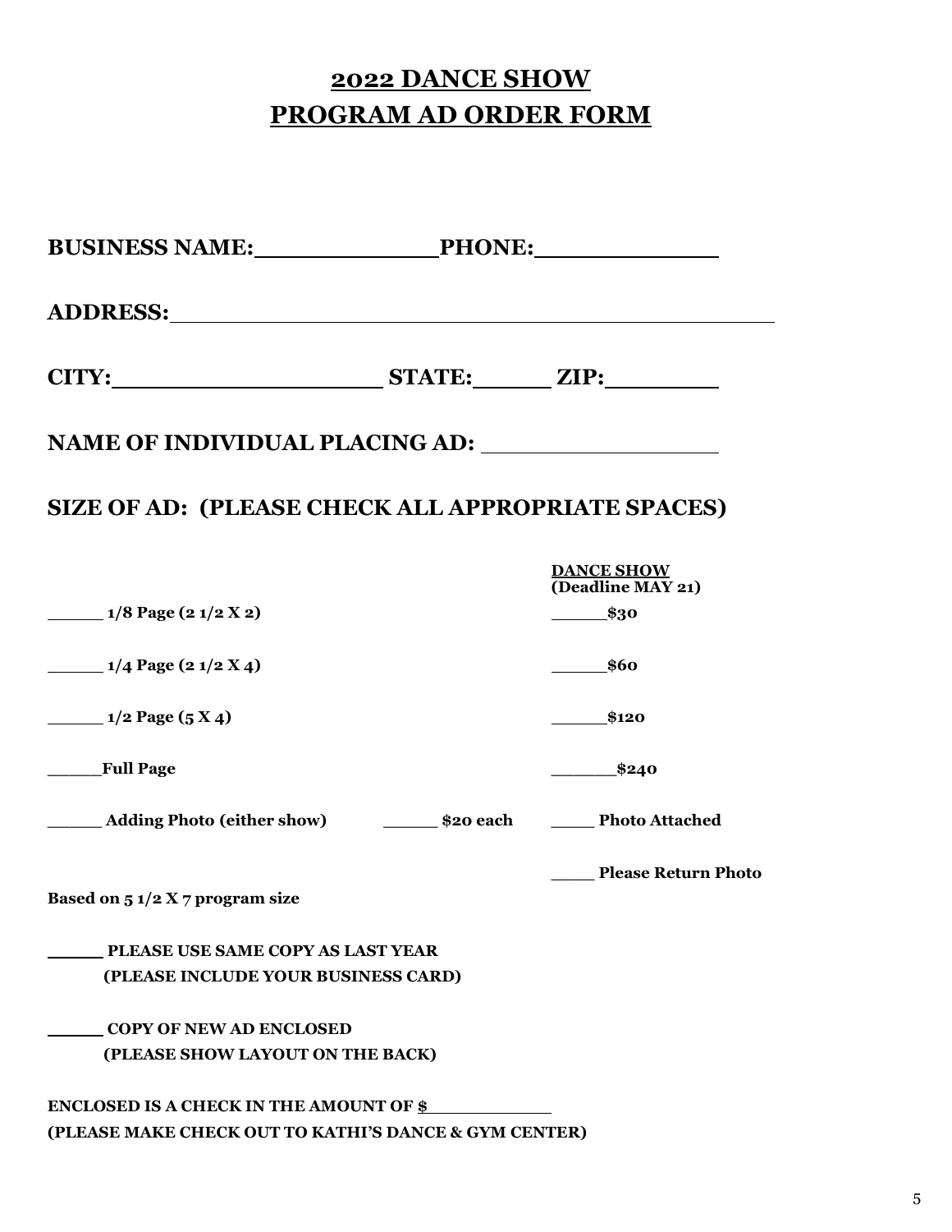# 2022 DANCE SHOW
# PROGRAM AD ORDER FORM

**BUSINESS NAME:______________ PHONE:______________**

**ADDRESS:______________________________________________**

**CITY:______________________ STATE:______ ZIP:_________**

**NAME OF INDIVIDUAL PLACING AD: ___________________**

## SIZE OF AD: (PLEASE CHECK ALL APPROPRIATE SPACES)

| | | DANCE SHOW (Deadline MAY 21) |
|---|---|---|
| ______ 1/8 Page (2 1/2 X 2) | | ______$30 |
| ______ 1/4 Page (2 1/2 X 4) | | ______$60 |
| ______ 1/2 Page (5 X 4) | | ______$120 |
| ______Full Page | | _______$240 |
| ______ Adding Photo (either show) | ______ $20 each | ____ Photo Attached |
| | | ____ Please Return Photo |

**Based on 5 1/2 X 7 program size**

**______ PLEASE USE SAME COPY AS LAST YEAR**
**(PLEASE INCLUDE YOUR BUSINESS CARD)**

**______ COPY OF NEW AD ENCLOSED**
**(PLEASE SHOW LAYOUT ON THE BACK)**

**ENCLOSED IS A CHECK IN THE AMOUNT OF $____________**
**(PLEASE MAKE CHECK OUT TO KATHI'S DANCE & GYM CENTER)**